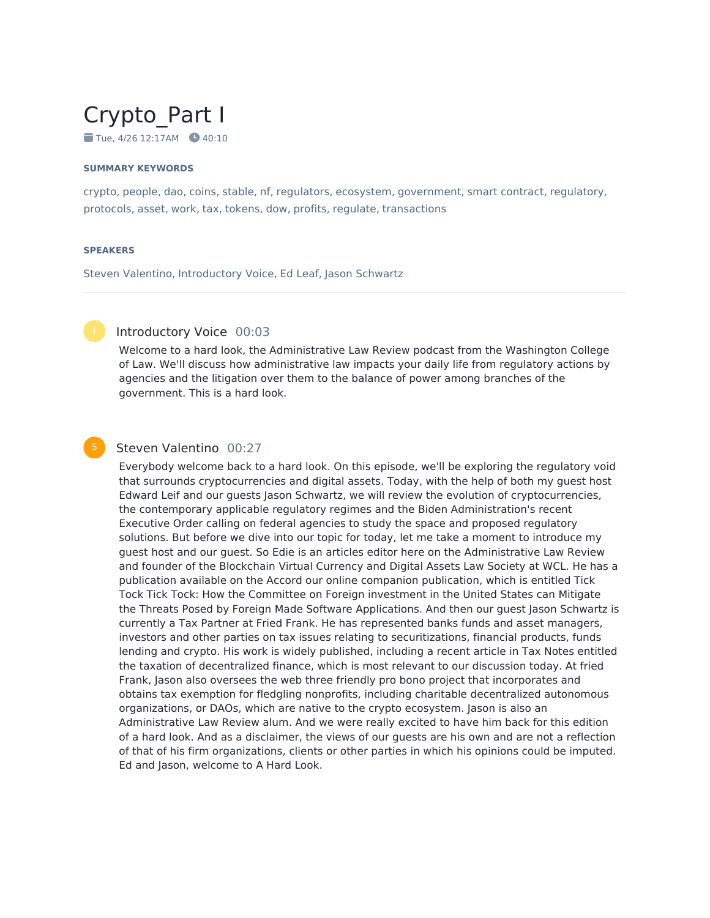# Crypto_Part I

Tue, 4/26 12:17AM 40:10

### SUMMARY KEYWORDS

crypto, people, dao, coins, stable, nf, regulators, ecosystem, government, smart contract, regulatory, protocols, asset, work, tax, tokens, dow, profits, regulate, transactions

### SPEAKERS

Steven Valentino, Introductory Voice, Ed Leaf, Jason Schwartz

---

**Introductory Voice** 00:03

Welcome to a hard look, the Administrative Law Review podcast from the Washington College of Law. We'll discuss how administrative law impacts your daily life from regulatory actions by agencies and the litigation over them to the balance of power among branches of the government. This is a hard look.

**Steven Valentino** 00:27

Everybody welcome back to a hard look. On this episode, we'll be exploring the regulatory void that surrounds cryptocurrencies and digital assets. Today, with the help of both my guest host Edward Leif and our guests Jason Schwartz, we will review the evolution of cryptocurrencies, the contemporary applicable regulatory regimes and the Biden Administration's recent Executive Order calling on federal agencies to study the space and proposed regulatory solutions. But before we dive into our topic for today, let me take a moment to introduce my guest host and our guest. So Edie is an articles editor here on the Administrative Law Review and founder of the Blockchain Virtual Currency and Digital Assets Law Society at WCL. He has a publication available on the Accord our online companion publication, which is entitled Tick Tock Tick Tock: How the Committee on Foreign investment in the United States can Mitigate the Threats Posed by Foreign Made Software Applications. And then our guest Jason Schwartz is currently a Tax Partner at Fried Frank. He has represented banks funds and asset managers, investors and other parties on tax issues relating to securitizations, financial products, funds lending and crypto. His work is widely published, including a recent article in Tax Notes entitled the taxation of decentralized finance, which is most relevant to our discussion today. At fried Frank, Jason also oversees the web three friendly pro bono project that incorporates and obtains tax exemption for fledgling nonprofits, including charitable decentralized autonomous organizations, or DAOs, which are native to the crypto ecosystem. Jason is also an Administrative Law Review alum. And we were really excited to have him back for this edition of a hard look. And as a disclaimer, the views of our guests are his own and are not a reflection of that of his firm organizations, clients or other parties in which his opinions could be imputed. Ed and Jason, welcome to A Hard Look.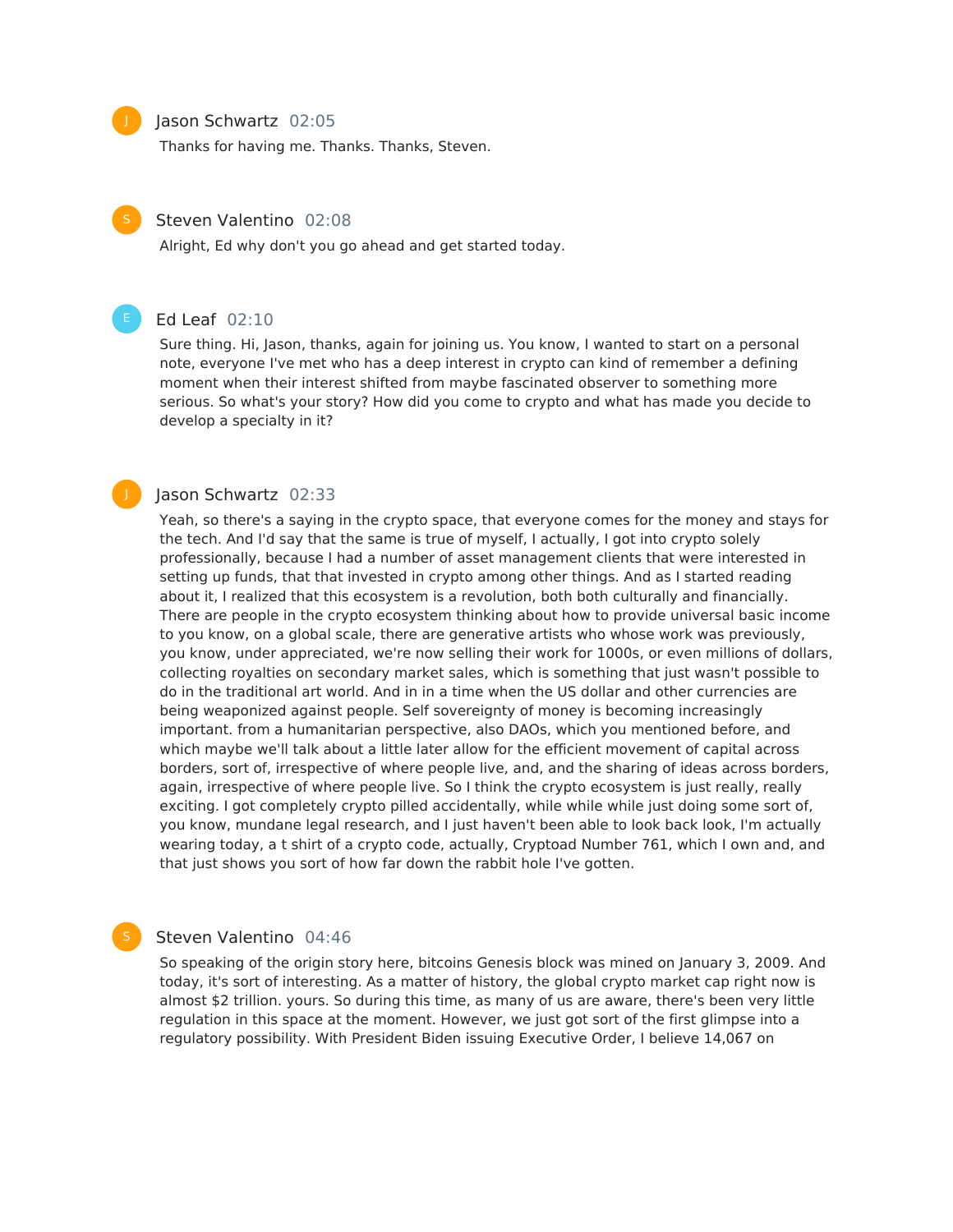**Jason Schwartz** 02:05

Thanks for having me. Thanks. Thanks, Steven.

**Steven Valentino** 02:08

Alright, Ed why don't you go ahead and get started today.

**Ed Leaf** 02:10

Sure thing. Hi, Jason, thanks, again for joining us. You know, I wanted to start on a personal note, everyone I've met who has a deep interest in crypto can kind of remember a defining moment when their interest shifted from maybe fascinated observer to something more serious. So what's your story? How did you come to crypto and what has made you decide to develop a specialty in it?

**Jason Schwartz** 02:33

Yeah, so there's a saying in the crypto space, that everyone comes for the money and stays for the tech. And I'd say that the same is true of myself, I actually, I got into crypto solely professionally, because I had a number of asset management clients that were interested in setting up funds, that that invested in crypto among other things. And as I started reading about it, I realized that this ecosystem is a revolution, both both culturally and financially. There are people in the crypto ecosystem thinking about how to provide universal basic income to you know, on a global scale, there are generative artists who whose work was previously, you know, under appreciated, we're now selling their work for 1000s, or even millions of dollars, collecting royalties on secondary market sales, which is something that just wasn't possible to do in the traditional art world. And in in a time when the US dollar and other currencies are being weaponized against people. Self sovereignty of money is becoming increasingly important. from a humanitarian perspective, also DAOs, which you mentioned before, and which maybe we'll talk about a little later allow for the efficient movement of capital across borders, sort of, irrespective of where people live, and, and the sharing of ideas across borders, again, irrespective of where people live. So I think the crypto ecosystem is just really, really exciting. I got completely crypto pilled accidentally, while while while just doing some sort of, you know, mundane legal research, and I just haven't been able to look back look, I'm actually wearing today, a t shirt of a crypto code, actually, Cryptoad Number 761, which I own and, and that just shows you sort of how far down the rabbit hole I've gotten.

**Steven Valentino** 04:46

So speaking of the origin story here, bitcoins Genesis block was mined on January 3, 2009. And today, it's sort of interesting. As a matter of history, the global crypto market cap right now is almost $2 trillion. yours. So during this time, as many of us are aware, there's been very little regulation in this space at the moment. However, we just got sort of the first glimpse into a regulatory possibility. With President Biden issuing Executive Order, I believe 14,067 on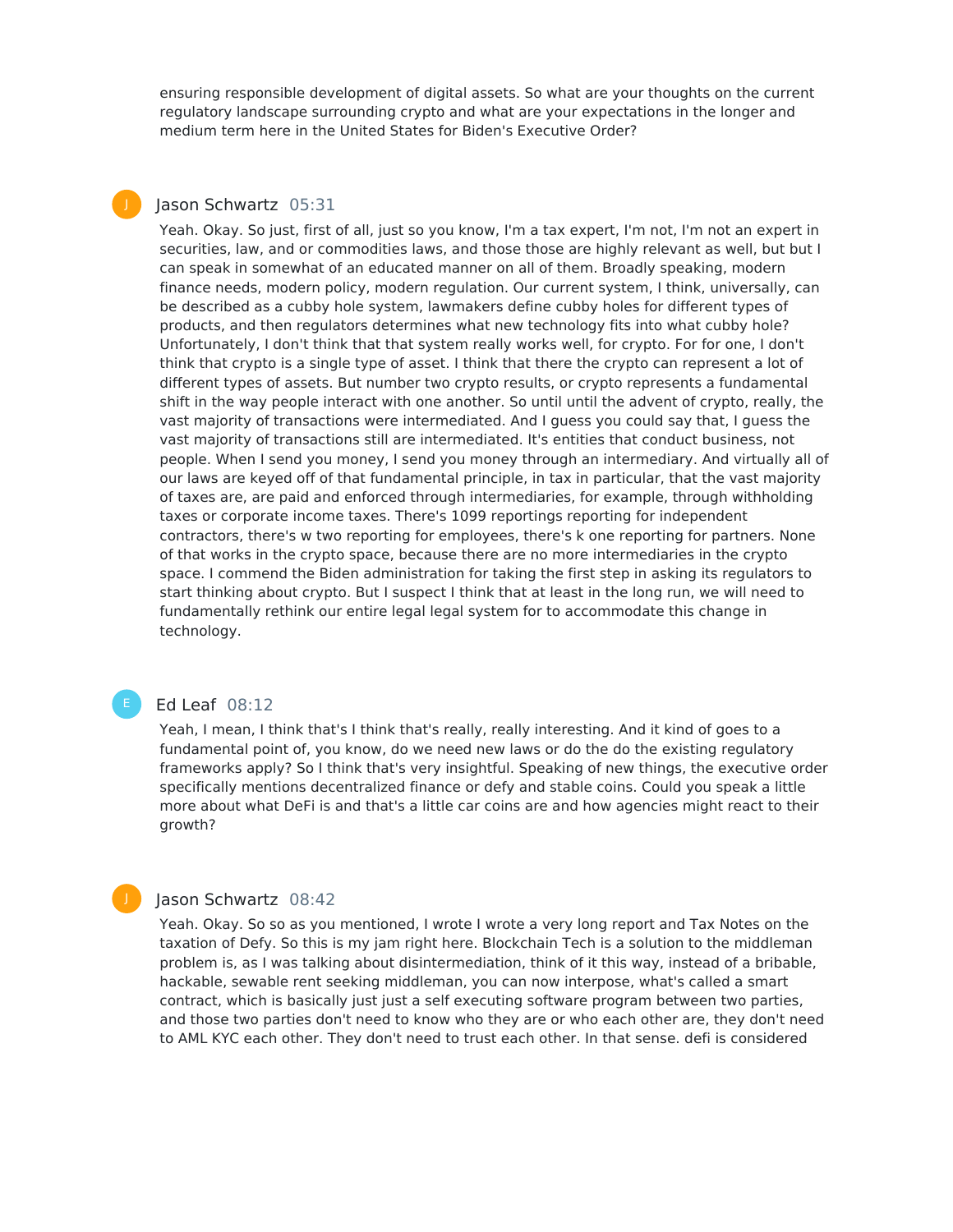ensuring responsible development of digital assets. So what are your thoughts on the current regulatory landscape surrounding crypto and what are your expectations in the longer and medium term here in the United States for Biden's Executive Order?

**Jason Schwartz** 05:31

Yeah. Okay. So just, first of all, just so you know, I'm a tax expert, I'm not, I'm not an expert in securities, law, and or commodities laws, and those those are highly relevant as well, but but I can speak in somewhat of an educated manner on all of them. Broadly speaking, modern finance needs, modern policy, modern regulation. Our current system, I think, universally, can be described as a cubby hole system, lawmakers define cubby holes for different types of products, and then regulators determines what new technology fits into what cubby hole? Unfortunately, I don't think that that system really works well, for crypto. For for one, I don't think that crypto is a single type of asset. I think that there the crypto can represent a lot of different types of assets. But number two crypto results, or crypto represents a fundamental shift in the way people interact with one another. So until until the advent of crypto, really, the vast majority of transactions were intermediated. And I guess you could say that, I guess the vast majority of transactions still are intermediated. It's entities that conduct business, not people. When I send you money, I send you money through an intermediary. And virtually all of our laws are keyed off of that fundamental principle, in tax in particular, that the vast majority of taxes are, are paid and enforced through intermediaries, for example, through withholding taxes or corporate income taxes. There's 1099 reportings reporting for independent contractors, there's w two reporting for employees, there's k one reporting for partners. None of that works in the crypto space, because there are no more intermediaries in the crypto space. I commend the Biden administration for taking the first step in asking its regulators to start thinking about crypto. But I suspect I think that at least in the long run, we will need to fundamentally rethink our entire legal legal system for to accommodate this change in technology.

**Ed Leaf** 08:12

Yeah, I mean, I think that's I think that's really, really interesting. And it kind of goes to a fundamental point of, you know, do we need new laws or do the do the existing regulatory frameworks apply? So I think that's very insightful. Speaking of new things, the executive order specifically mentions decentralized finance or defy and stable coins. Could you speak a little more about what DeFi is and that's a little car coins are and how agencies might react to their growth?

**Jason Schwartz** 08:42

Yeah. Okay. So so as you mentioned, I wrote I wrote a very long report and Tax Notes on the taxation of Defy. So this is my jam right here. Blockchain Tech is a solution to the middleman problem is, as I was talking about disintermediation, think of it this way, instead of a bribable, hackable, sewable rent seeking middleman, you can now interpose, what's called a smart contract, which is basically just just a self executing software program between two parties, and those two parties don't need to know who they are or who each other are, they don't need to AML KYC each other. They don't need to trust each other. In that sense. defi is considered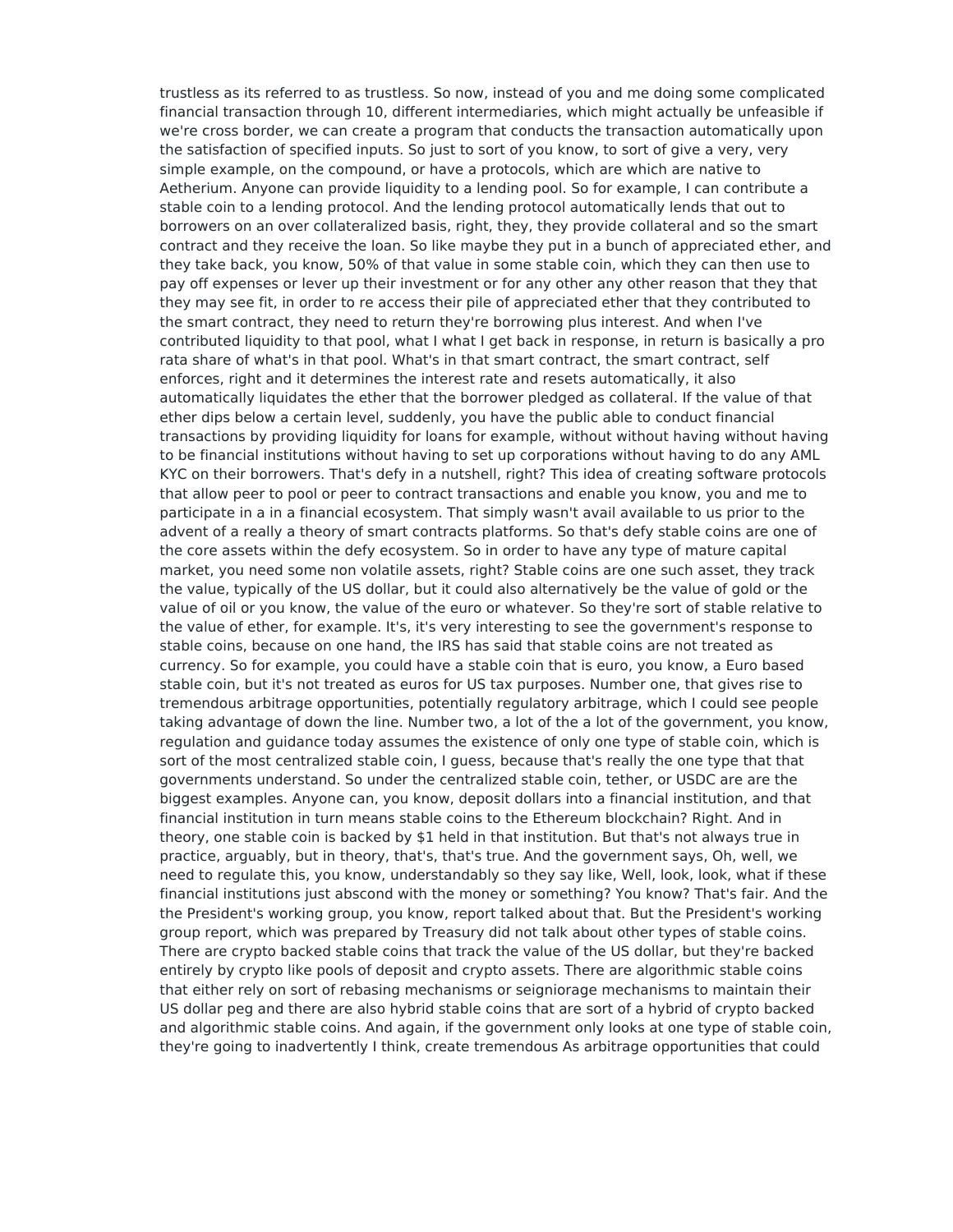trustless as its referred to as trustless. So now, instead of you and me doing some complicated financial transaction through 10, different intermediaries, which might actually be unfeasible if we're cross border, we can create a program that conducts the transaction automatically upon the satisfaction of specified inputs. So just to sort of you know, to sort of give a very, very simple example, on the compound, or have a protocols, which are which are native to Aetherium. Anyone can provide liquidity to a lending pool. So for example, I can contribute a stable coin to a lending protocol. And the lending protocol automatically lends that out to borrowers on an over collateralized basis, right, they, they provide collateral and so the smart contract and they receive the loan. So like maybe they put in a bunch of appreciated ether, and they take back, you know, 50% of that value in some stable coin, which they can then use to pay off expenses or lever up their investment or for any other any other reason that they that they may see fit, in order to re access their pile of appreciated ether that they contributed to the smart contract, they need to return they're borrowing plus interest. And when I've contributed liquidity to that pool, what I what I get back in response, in return is basically a pro rata share of what's in that pool. What's in that smart contract, the smart contract, self enforces, right and it determines the interest rate and resets automatically, it also automatically liquidates the ether that the borrower pledged as collateral. If the value of that ether dips below a certain level, suddenly, you have the public able to conduct financial transactions by providing liquidity for loans for example, without without having without having to be financial institutions without having to set up corporations without having to do any AML KYC on their borrowers. That's defy in a nutshell, right? This idea of creating software protocols that allow peer to pool or peer to contract transactions and enable you know, you and me to participate in a in a financial ecosystem. That simply wasn't avail available to us prior to the advent of a really a theory of smart contracts platforms. So that's defy stable coins are one of the core assets within the defy ecosystem. So in order to have any type of mature capital market, you need some non volatile assets, right? Stable coins are one such asset, they track the value, typically of the US dollar, but it could also alternatively be the value of gold or the value of oil or you know, the value of the euro or whatever. So they're sort of stable relative to the value of ether, for example. It's, it's very interesting to see the government's response to stable coins, because on one hand, the IRS has said that stable coins are not treated as currency. So for example, you could have a stable coin that is euro, you know, a Euro based stable coin, but it's not treated as euros for US tax purposes. Number one, that gives rise to tremendous arbitrage opportunities, potentially regulatory arbitrage, which I could see people taking advantage of down the line. Number two, a lot of the a lot of the government, you know, regulation and guidance today assumes the existence of only one type of stable coin, which is sort of the most centralized stable coin, I guess, because that's really the one type that that governments understand. So under the centralized stable coin, tether, or USDC are are the biggest examples. Anyone can, you know, deposit dollars into a financial institution, and that financial institution in turn means stable coins to the Ethereum blockchain? Right. And in theory, one stable coin is backed by $1 held in that institution. But that's not always true in practice, arguably, but in theory, that's, that's true. And the government says, Oh, well, we need to regulate this, you know, understandably so they say like, Well, look, look, what if these financial institutions just abscond with the money or something? You know? That's fair. And the the President's working group, you know, report talked about that. But the President's working group report, which was prepared by Treasury did not talk about other types of stable coins. There are crypto backed stable coins that track the value of the US dollar, but they're backed entirely by crypto like pools of deposit and crypto assets. There are algorithmic stable coins that either rely on sort of rebasing mechanisms or seigniorage mechanisms to maintain their US dollar peg and there are also hybrid stable coins that are sort of a hybrid of crypto backed and algorithmic stable coins. And again, if the government only looks at one type of stable coin, they're going to inadvertently I think, create tremendous As arbitrage opportunities that could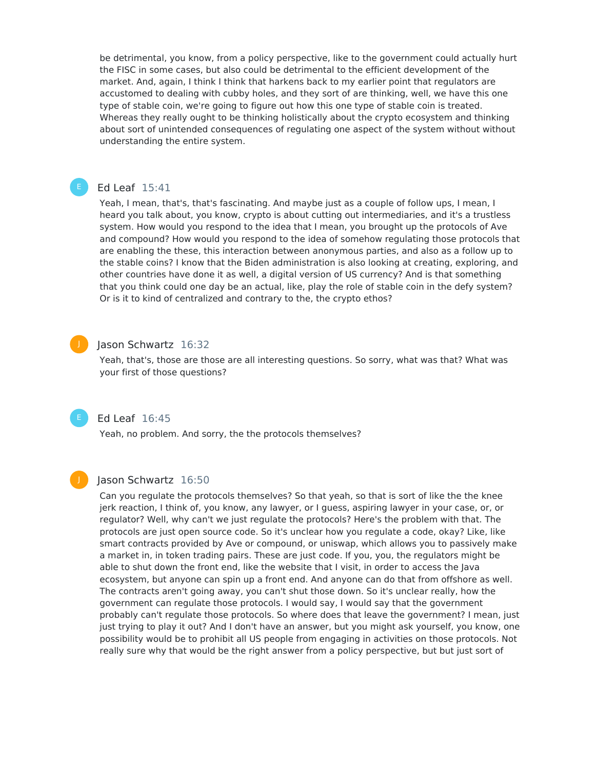be detrimental, you know, from a policy perspective, like to the government could actually hurt the FISC in some cases, but also could be detrimental to the efficient development of the market. And, again, I think I think that harkens back to my earlier point that regulators are accustomed to dealing with cubby holes, and they sort of are thinking, well, we have this one type of stable coin, we're going to figure out how this one type of stable coin is treated. Whereas they really ought to be thinking holistically about the crypto ecosystem and thinking about sort of unintended consequences of regulating one aspect of the system without without understanding the entire system.

**Ed Leaf** 15:41

Yeah, I mean, that's, that's fascinating. And maybe just as a couple of follow ups, I mean, I heard you talk about, you know, crypto is about cutting out intermediaries, and it's a trustless system. How would you respond to the idea that I mean, you brought up the protocols of Ave and compound? How would you respond to the idea of somehow regulating those protocols that are enabling the these, this interaction between anonymous parties, and also as a follow up to the stable coins? I know that the Biden administration is also looking at creating, exploring, and other countries have done it as well, a digital version of US currency? And is that something that you think could one day be an actual, like, play the role of stable coin in the defy system? Or is it to kind of centralized and contrary to the, the crypto ethos?

**Jason Schwartz** 16:32

Yeah, that's, those are those are all interesting questions. So sorry, what was that? What was your first of those questions?

**Ed Leaf** 16:45

Yeah, no problem. And sorry, the the protocols themselves?

**Jason Schwartz** 16:50

Can you regulate the protocols themselves? So that yeah, so that is sort of like the the knee jerk reaction, I think of, you know, any lawyer, or I guess, aspiring lawyer in your case, or, or regulator? Well, why can't we just regulate the protocols? Here's the problem with that. The protocols are just open source code. So it's unclear how you regulate a code, okay? Like, like smart contracts provided by Ave or compound, or uniswap, which allows you to passively make a market in, in token trading pairs. These are just code. If you, you, the regulators might be able to shut down the front end, like the website that I visit, in order to access the Java ecosystem, but anyone can spin up a front end. And anyone can do that from offshore as well. The contracts aren't going away, you can't shut those down. So it's unclear really, how the government can regulate those protocols. I would say, I would say that the government probably can't regulate those protocols. So where does that leave the government? I mean, just just trying to play it out? And I don't have an answer, but you might ask yourself, you know, one possibility would be to prohibit all US people from engaging in activities on those protocols. Not really sure why that would be the right answer from a policy perspective, but but just sort of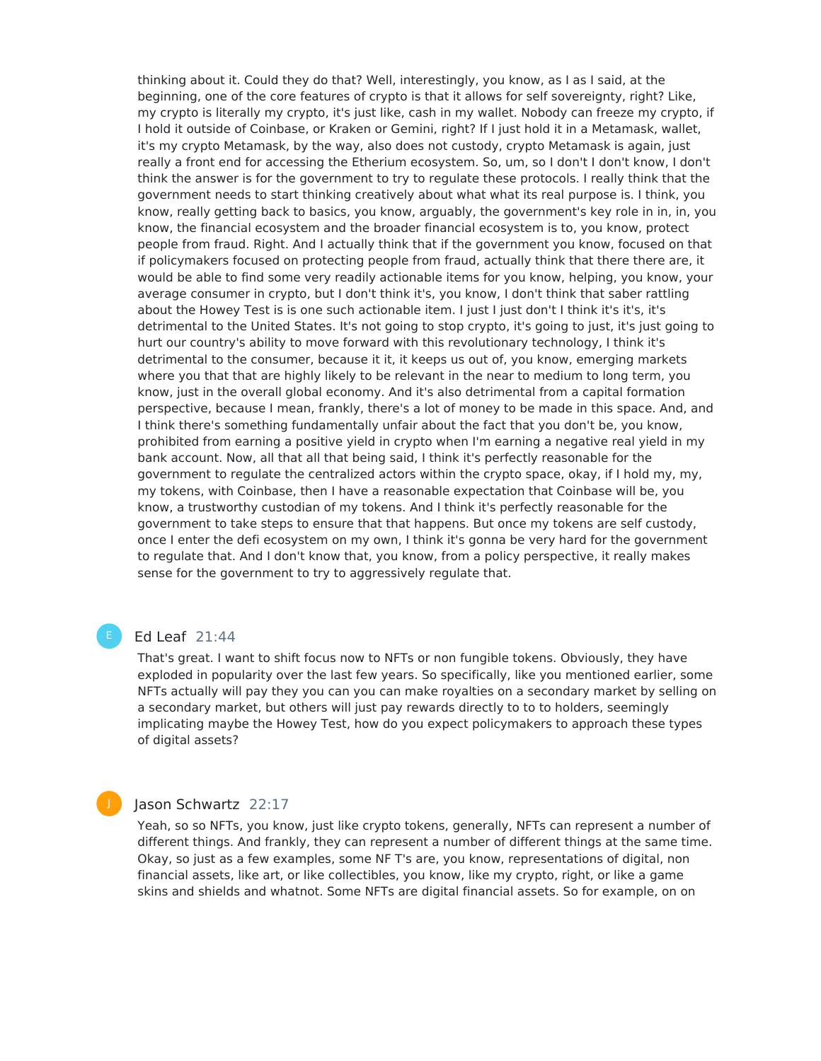thinking about it. Could they do that? Well, interestingly, you know, as I as I said, at the beginning, one of the core features of crypto is that it allows for self sovereignty, right? Like, my crypto is literally my crypto, it's just like, cash in my wallet. Nobody can freeze my crypto, if I hold it outside of Coinbase, or Kraken or Gemini, right? If I just hold it in a Metamask, wallet, it's my crypto Metamask, by the way, also does not custody, crypto Metamask is again, just really a front end for accessing the Etherium ecosystem. So, um, so I don't I don't know, I don't think the answer is for the government to try to regulate these protocols. I really think that the government needs to start thinking creatively about what what its real purpose is. I think, you know, really getting back to basics, you know, arguably, the government's key role in in, in, you know, the financial ecosystem and the broader financial ecosystem is to, you know, protect people from fraud. Right. And I actually think that if the government you know, focused on that if policymakers focused on protecting people from fraud, actually think that there there are, it would be able to find some very readily actionable items for you know, helping, you know, your average consumer in crypto, but I don't think it's, you know, I don't think that saber rattling about the Howey Test is is one such actionable item. I just I just don't I think it's it's, it's detrimental to the United States. It's not going to stop crypto, it's going to just, it's just going to hurt our country's ability to move forward with this revolutionary technology, I think it's detrimental to the consumer, because it it, it keeps us out of, you know, emerging markets where you that that are highly likely to be relevant in the near to medium to long term, you know, just in the overall global economy. And it's also detrimental from a capital formation perspective, because I mean, frankly, there's a lot of money to be made in this space. And, and I think there's something fundamentally unfair about the fact that you don't be, you know, prohibited from earning a positive yield in crypto when I'm earning a negative real yield in my bank account. Now, all that all that being said, I think it's perfectly reasonable for the government to regulate the centralized actors within the crypto space, okay, if I hold my, my, my tokens, with Coinbase, then I have a reasonable expectation that Coinbase will be, you know, a trustworthy custodian of my tokens. And I think it's perfectly reasonable for the government to take steps to ensure that that happens. But once my tokens are self custody, once I enter the defi ecosystem on my own, I think it's gonna be very hard for the government to regulate that. And I don't know that, you know, from a policy perspective, it really makes sense for the government to try to aggressively regulate that.

**Ed Leaf** 21:44

That's great. I want to shift focus now to NFTs or non fungible tokens. Obviously, they have exploded in popularity over the last few years. So specifically, like you mentioned earlier, some NFTs actually will pay they you can you can make royalties on a secondary market by selling on a secondary market, but others will just pay rewards directly to to to holders, seemingly implicating maybe the Howey Test, how do you expect policymakers to approach these types of digital assets?

**Jason Schwartz** 22:17

Yeah, so so NFTs, you know, just like crypto tokens, generally, NFTs can represent a number of different things. And frankly, they can represent a number of different things at the same time. Okay, so just as a few examples, some NF T's are, you know, representations of digital, non financial assets, like art, or like collectibles, you know, like my crypto, right, or like a game skins and shields and whatnot. Some NFTs are digital financial assets. So for example, on on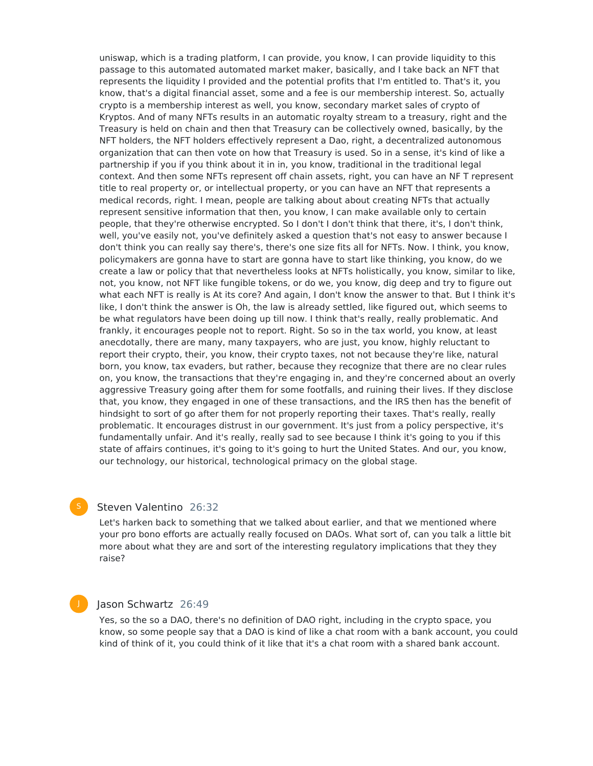uniswap, which is a trading platform, I can provide, you know, I can provide liquidity to this passage to this automated automated market maker, basically, and I take back an NFT that represents the liquidity I provided and the potential profits that I'm entitled to. That's it, you know, that's a digital financial asset, some and a fee is our membership interest. So, actually crypto is a membership interest as well, you know, secondary market sales of crypto of Kryptos. And of many NFTs results in an automatic royalty stream to a treasury, right and the Treasury is held on chain and then that Treasury can be collectively owned, basically, by the NFT holders, the NFT holders effectively represent a Dao, right, a decentralized autonomous organization that can then vote on how that Treasury is used. So in a sense, it's kind of like a partnership if you if you think about it in in, you know, traditional in the traditional legal context. And then some NFTs represent off chain assets, right, you can have an NF T represent title to real property or, or intellectual property, or you can have an NFT that represents a medical records, right. I mean, people are talking about about creating NFTs that actually represent sensitive information that then, you know, I can make available only to certain people, that they're otherwise encrypted. So I don't I don't think that there, it's, I don't think, well, you've easily not, you've definitely asked a question that's not easy to answer because I don't think you can really say there's, there's one size fits all for NFTs. Now. I think, you know, policymakers are gonna have to start are gonna have to start like thinking, you know, do we create a law or policy that that nevertheless looks at NFTs holistically, you know, similar to like, not, you know, not NFT like fungible tokens, or do we, you know, dig deep and try to figure out what each NFT is really is At its core? And again, I don't know the answer to that. But I think it's like, I don't think the answer is Oh, the law is already settled, like figured out, which seems to be what regulators have been doing up till now. I think that's really, really problematic. And frankly, it encourages people not to report. Right. So so in the tax world, you know, at least anecdotally, there are many, many taxpayers, who are just, you know, highly reluctant to report their crypto, their, you know, their crypto taxes, not not because they're like, natural born, you know, tax evaders, but rather, because they recognize that there are no clear rules on, you know, the transactions that they're engaging in, and they're concerned about an overly aggressive Treasury going after them for some footfalls, and ruining their lives. If they disclose that, you know, they engaged in one of these transactions, and the IRS then has the benefit of hindsight to sort of go after them for not properly reporting their taxes. That's really, really problematic. It encourages distrust in our government. It's just from a policy perspective, it's fundamentally unfair. And it's really, really sad to see because I think it's going to you if this state of affairs continues, it's going to it's going to hurt the United States. And our, you know, our technology, our historical, technological primacy on the global stage.

**Steven Valentino** 26:32

Let's harken back to something that we talked about earlier, and that we mentioned where your pro bono efforts are actually really focused on DAOs. What sort of, can you talk a little bit more about what they are and sort of the interesting regulatory implications that they they raise?

**Jason Schwartz** 26:49

Yes, so the so a DAO, there's no definition of DAO right, including in the crypto space, you know, so some people say that a DAO is kind of like a chat room with a bank account, you could kind of think of it, you could think of it like that it's a chat room with a shared bank account.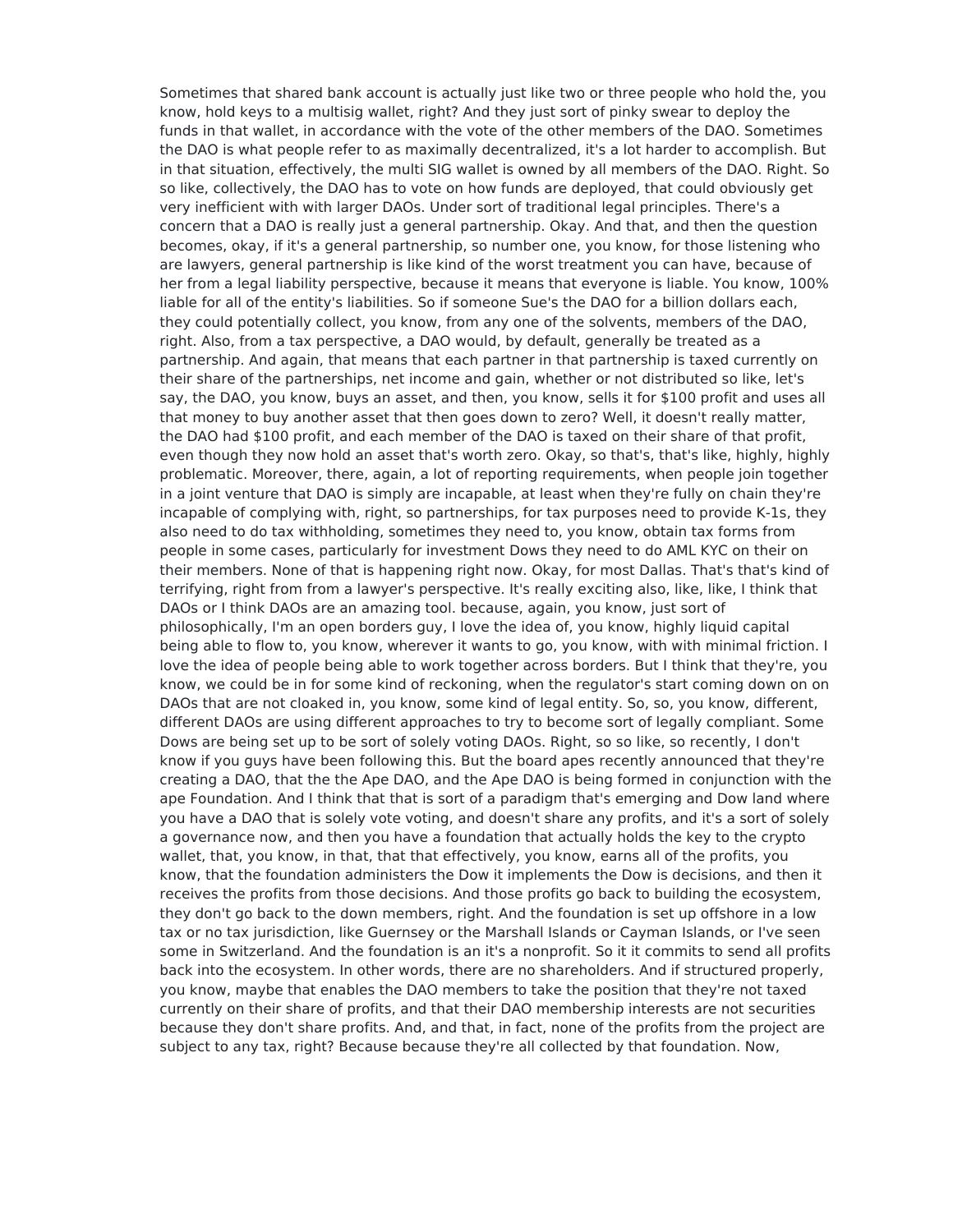Sometimes that shared bank account is actually just like two or three people who hold the, you know, hold keys to a multisig wallet, right? And they just sort of pinky swear to deploy the funds in that wallet, in accordance with the vote of the other members of the DAO. Sometimes the DAO is what people refer to as maximally decentralized, it's a lot harder to accomplish. But in that situation, effectively, the multi SIG wallet is owned by all members of the DAO. Right. So so like, collectively, the DAO has to vote on how funds are deployed, that could obviously get very inefficient with with larger DAOs. Under sort of traditional legal principles. There's a concern that a DAO is really just a general partnership. Okay. And that, and then the question becomes, okay, if it's a general partnership, so number one, you know, for those listening who are lawyers, general partnership is like kind of the worst treatment you can have, because of her from a legal liability perspective, because it means that everyone is liable. You know, 100% liable for all of the entity's liabilities. So if someone Sue's the DAO for a billion dollars each, they could potentially collect, you know, from any one of the solvents, members of the DAO, right. Also, from a tax perspective, a DAO would, by default, generally be treated as a partnership. And again, that means that each partner in that partnership is taxed currently on their share of the partnerships, net income and gain, whether or not distributed so like, let's say, the DAO, you know, buys an asset, and then, you know, sells it for $100 profit and uses all that money to buy another asset that then goes down to zero? Well, it doesn't really matter, the DAO had $100 profit, and each member of the DAO is taxed on their share of that profit, even though they now hold an asset that's worth zero. Okay, so that's, that's like, highly, highly problematic. Moreover, there, again, a lot of reporting requirements, when people join together in a joint venture that DAO is simply are incapable, at least when they're fully on chain they're incapable of complying with, right, so partnerships, for tax purposes need to provide K-1s, they also need to do tax withholding, sometimes they need to, you know, obtain tax forms from people in some cases, particularly for investment Dows they need to do AML KYC on their on their members. None of that is happening right now. Okay, for most Dallas. That's that's kind of terrifying, right from from a lawyer's perspective. It's really exciting also, like, like, I think that DAOs or I think DAOs are an amazing tool. because, again, you know, just sort of philosophically, I'm an open borders guy, I love the idea of, you know, highly liquid capital being able to flow to, you know, wherever it wants to go, you know, with with minimal friction. I love the idea of people being able to work together across borders. But I think that they're, you know, we could be in for some kind of reckoning, when the regulator's start coming down on on DAOs that are not cloaked in, you know, some kind of legal entity. So, so, you know, different, different DAOs are using different approaches to try to become sort of legally compliant. Some Dows are being set up to be sort of solely voting DAOs. Right, so so like, so recently, I don't know if you guys have been following this. But the board apes recently announced that they're creating a DAO, that the the Ape DAO, and the Ape DAO is being formed in conjunction with the ape Foundation. And I think that that is sort of a paradigm that's emerging and Dow land where you have a DAO that is solely vote voting, and doesn't share any profits, and it's a sort of solely a governance now, and then you have a foundation that actually holds the key to the crypto wallet, that, you know, in that, that that effectively, you know, earns all of the profits, you know, that the foundation administers the Dow it implements the Dow is decisions, and then it receives the profits from those decisions. And those profits go back to building the ecosystem, they don't go back to the down members, right. And the foundation is set up offshore in a low tax or no tax jurisdiction, like Guernsey or the Marshall Islands or Cayman Islands, or I've seen some in Switzerland. And the foundation is an it's a nonprofit. So it it commits to send all profits back into the ecosystem. In other words, there are no shareholders. And if structured properly, you know, maybe that enables the DAO members to take the position that they're not taxed currently on their share of profits, and that their DAO membership interests are not securities because they don't share profits. And, and that, in fact, none of the profits from the project are subject to any tax, right? Because because they're all collected by that foundation. Now,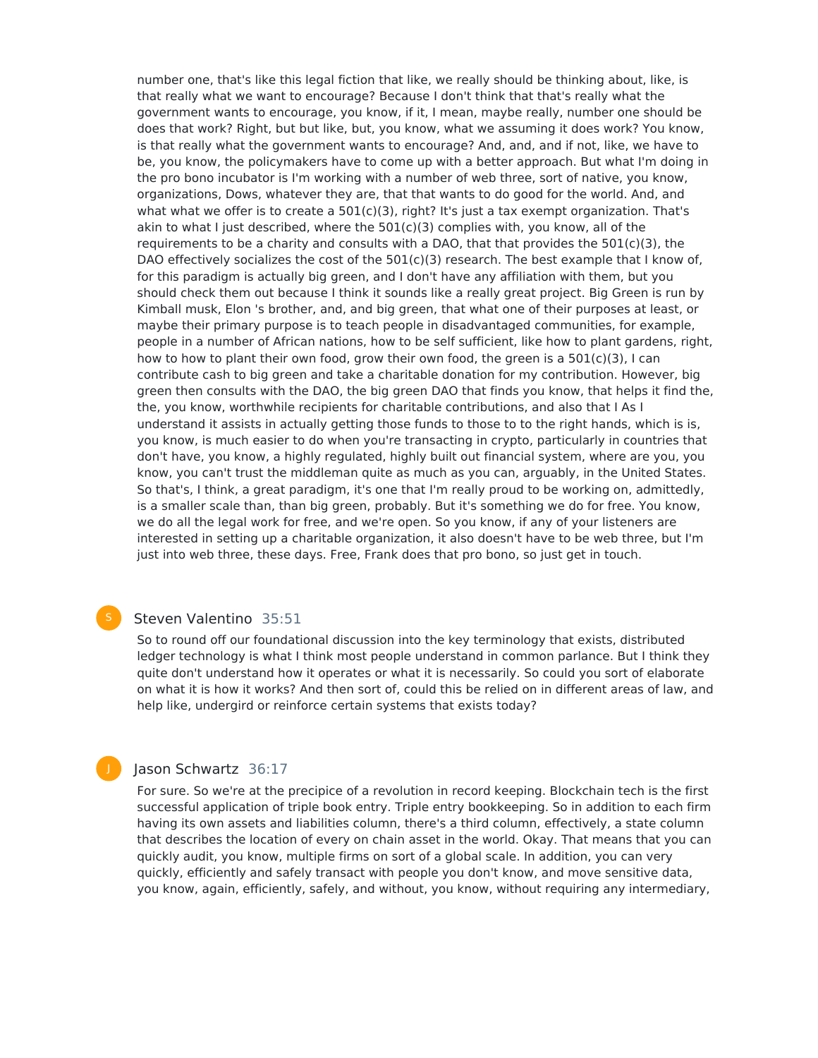number one, that's like this legal fiction that like, we really should be thinking about, like, is that really what we want to encourage? Because I don't think that that's really what the government wants to encourage, you know, if it, I mean, maybe really, number one should be does that work? Right, but but like, but, you know, what we assuming it does work? You know, is that really what the government wants to encourage? And, and, and if not, like, we have to be, you know, the policymakers have to come up with a better approach. But what I'm doing in the pro bono incubator is I'm working with a number of web three, sort of native, you know, organizations, Dows, whatever they are, that that wants to do good for the world. And, and what what we offer is to create a 501(c)(3), right? It's just a tax exempt organization. That's akin to what I just described, where the 501(c)(3) complies with, you know, all of the requirements to be a charity and consults with a DAO, that that provides the 501(c)(3), the DAO effectively socializes the cost of the 501(c)(3) research. The best example that I know of, for this paradigm is actually big green, and I don't have any affiliation with them, but you should check them out because I think it sounds like a really great project. Big Green is run by Kimball musk, Elon 's brother, and, and big green, that what one of their purposes at least, or maybe their primary purpose is to teach people in disadvantaged communities, for example, people in a number of African nations, how to be self sufficient, like how to plant gardens, right, how to how to plant their own food, grow their own food, the green is a 501(c)(3), I can contribute cash to big green and take a charitable donation for my contribution. However, big green then consults with the DAO, the big green DAO that finds you know, that helps it find the, the, you know, worthwhile recipients for charitable contributions, and also that I As I understand it assists in actually getting those funds to those to to the right hands, which is is, you know, is much easier to do when you're transacting in crypto, particularly in countries that don't have, you know, a highly regulated, highly built out financial system, where are you, you know, you can't trust the middleman quite as much as you can, arguably, in the United States. So that's, I think, a great paradigm, it's one that I'm really proud to be working on, admittedly, is a smaller scale than, than big green, probably. But it's something we do for free. You know, we do all the legal work for free, and we're open. So you know, if any of your listeners are interested in setting up a charitable organization, it also doesn't have to be web three, but I'm just into web three, these days. Free, Frank does that pro bono, so just get in touch.

**Steven Valentino** 35:51

So to round off our foundational discussion into the key terminology that exists, distributed ledger technology is what I think most people understand in common parlance. But I think they quite don't understand how it operates or what it is necessarily. So could you sort of elaborate on what it is how it works? And then sort of, could this be relied on in different areas of law, and help like, undergird or reinforce certain systems that exists today?

**Jason Schwartz** 36:17

For sure. So we're at the precipice of a revolution in record keeping. Blockchain tech is the first successful application of triple book entry. Triple entry bookkeeping. So in addition to each firm having its own assets and liabilities column, there's a third column, effectively, a state column that describes the location of every on chain asset in the world. Okay. That means that you can quickly audit, you know, multiple firms on sort of a global scale. In addition, you can very quickly, efficiently and safely transact with people you don't know, and move sensitive data, you know, again, efficiently, safely, and without, you know, without requiring any intermediary,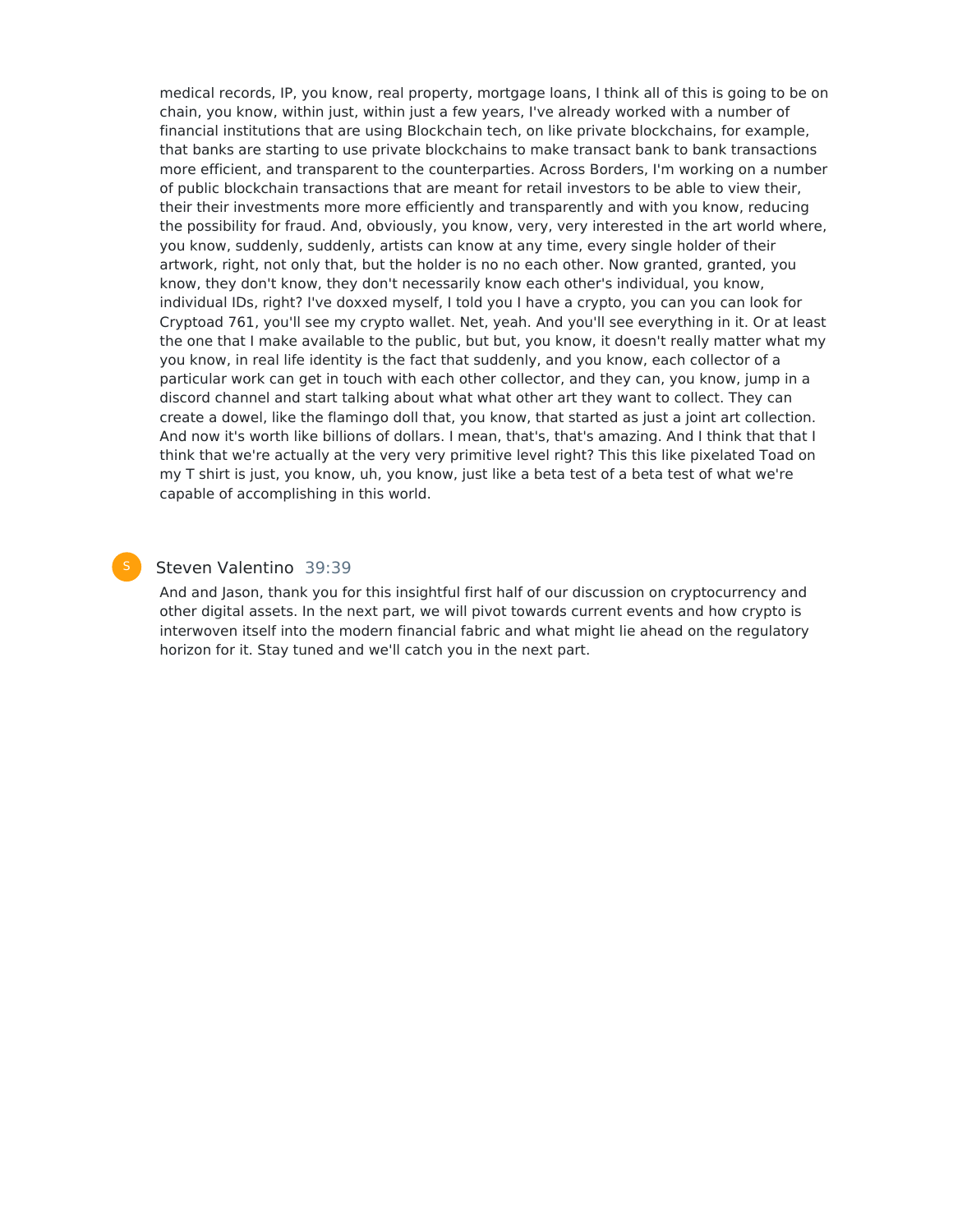medical records, IP, you know, real property, mortgage loans, I think all of this is going to be on chain, you know, within just, within just a few years, I've already worked with a number of financial institutions that are using Blockchain tech, on like private blockchains, for example, that banks are starting to use private blockchains to make transact bank to bank transactions more efficient, and transparent to the counterparties. Across Borders, I'm working on a number of public blockchain transactions that are meant for retail investors to be able to view their, their their investments more more efficiently and transparently and with you know, reducing the possibility for fraud. And, obviously, you know, very, very interested in the art world where, you know, suddenly, suddenly, artists can know at any time, every single holder of their artwork, right, not only that, but the holder is no no each other. Now granted, granted, you know, they don't know, they don't necessarily know each other's individual, you know, individual IDs, right? I've doxxed myself, I told you I have a crypto, you can you can look for Cryptoad 761, you'll see my crypto wallet. Net, yeah. And you'll see everything in it. Or at least the one that I make available to the public, but but, you know, it doesn't really matter what my you know, in real life identity is the fact that suddenly, and you know, each collector of a particular work can get in touch with each other collector, and they can, you know, jump in a discord channel and start talking about what what other art they want to collect. They can create a dowel, like the flamingo doll that, you know, that started as just a joint art collection. And now it's worth like billions of dollars. I mean, that's, that's amazing. And I think that that I think that we're actually at the very very primitive level right? This this like pixelated Toad on my T shirt is just, you know, uh, you know, just like a beta test of a beta test of what we're capable of accomplishing in this world.

S

Steven Valentino 39:39

And and Jason, thank you for this insightful first half of our discussion on cryptocurrency and other digital assets. In the next part, we will pivot towards current events and how crypto is interwoven itself into the modern financial fabric and what might lie ahead on the regulatory horizon for it. Stay tuned and we'll catch you in the next part.